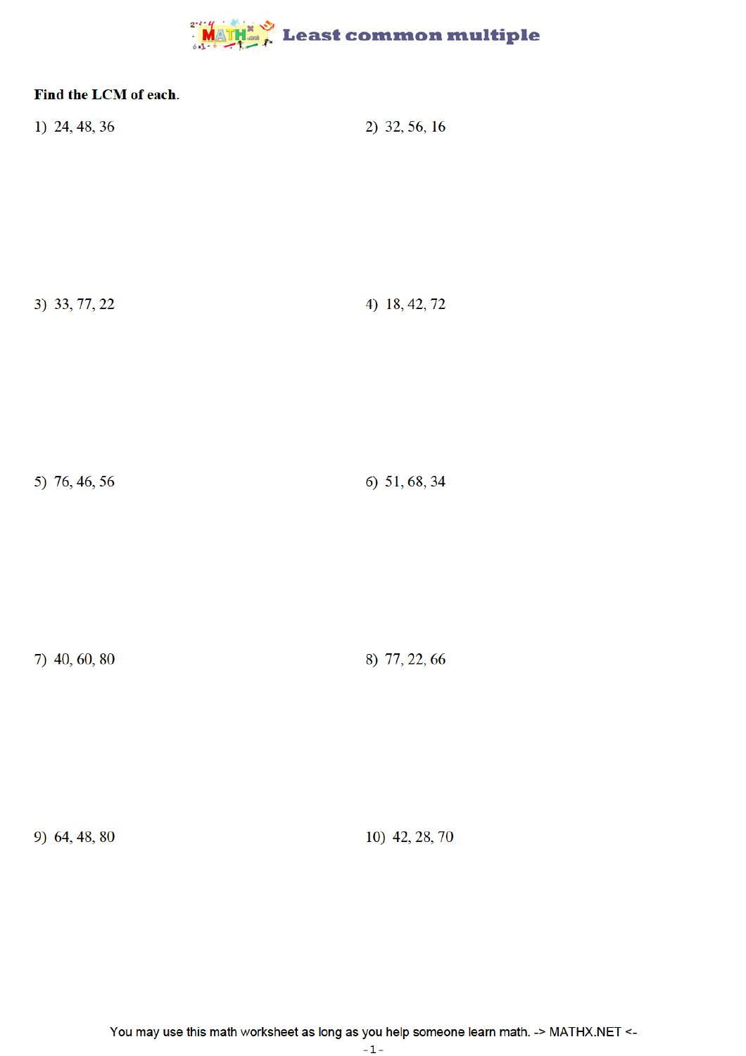# Least common multiple

**Find the LCM of each.**

1) 24, 48, 36

2) 32, 56, 16

3) 33, 77, 22

4) 18, 42, 72

5) 76, 46, 56

6) 51, 68, 34

7) 40, 60, 80

8) 77, 22, 66

9) 64, 48, 80

10) 42, 28, 70

You may use this math worksheet as long as you help someone learn math. -> MATHX.NET <-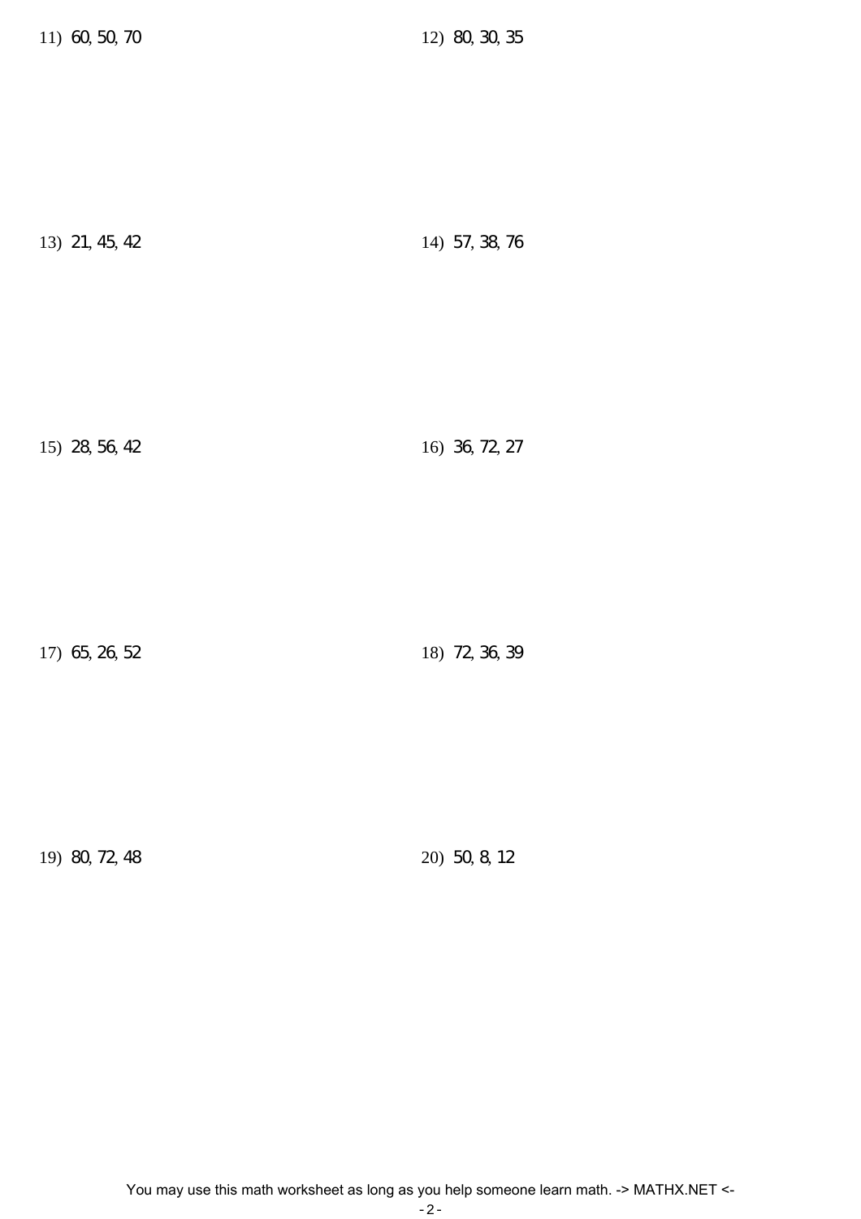11) 60, 50, 70

12) 80, 30, 35

13) 21, 45, 42

14) 57, 38, 76

15) 28, 56, 42

16) 36, 72, 27

17) 65, 26, 52

18) 72, 36, 39

19) 80, 72, 48

20) 50, 8, 12

You may use this math worksheet as long as you help someone learn math. -> MATHX.NET <-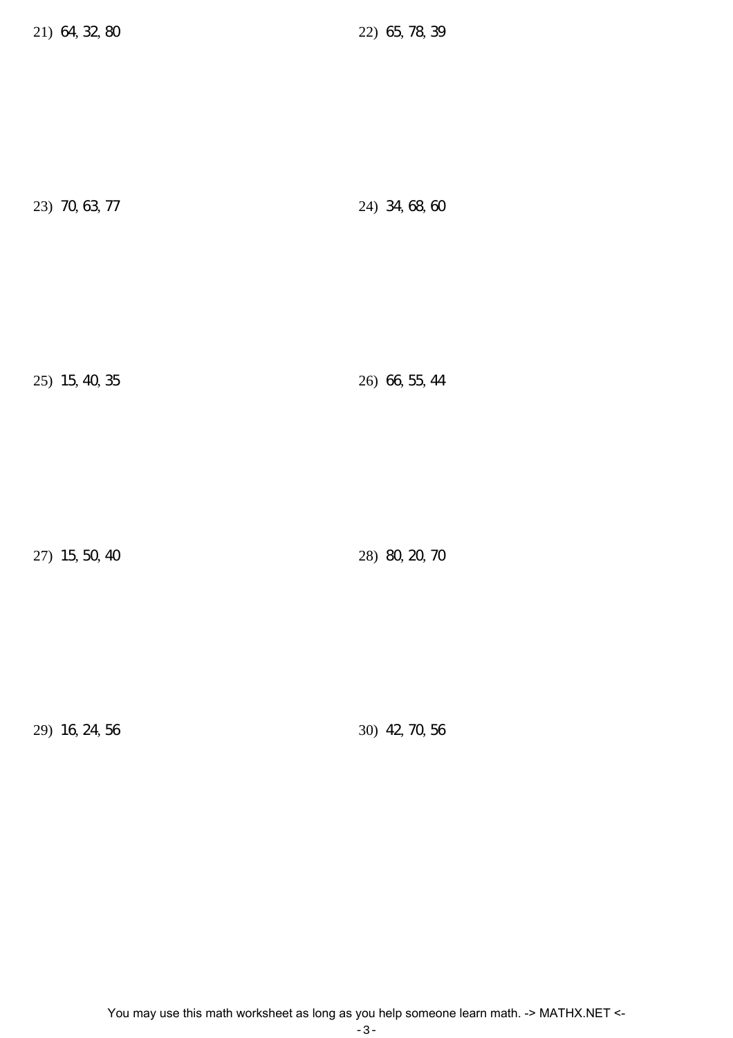21) 64, 32, 80

22) 65, 78, 39

23) 70, 63, 77

24) 34, 68, 60

25) 15, 40, 35

26) 66, 55, 44

27) 15, 50, 40

28) 80, 20, 70

29) 16, 24, 56

30) 42, 70, 56

You may use this math worksheet as long as you help someone learn math. -> MATHX.NET <-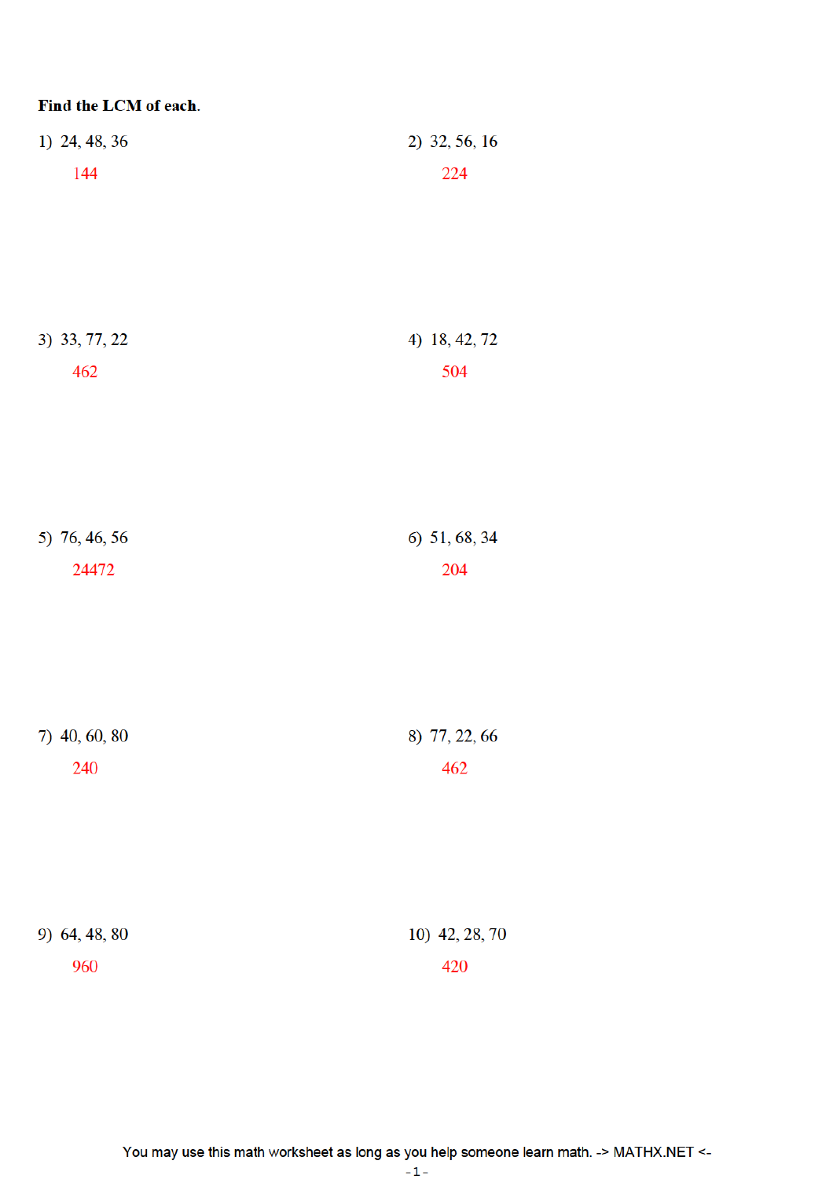**Find the LCM of each.**

1) 24, 48, 36

144

2) 32, 56, 16

224

3) 33, 77, 22

462

4) 18, 42, 72

504

5) 76, 46, 56

24472

6) 51, 68, 34

204

7) 40, 60, 80

240

8) 77, 22, 66

462

9) 64, 48, 80

960

10) 42, 28, 70

420

You may use this math worksheet as long as you help someone learn math. -> MATHX.NET <-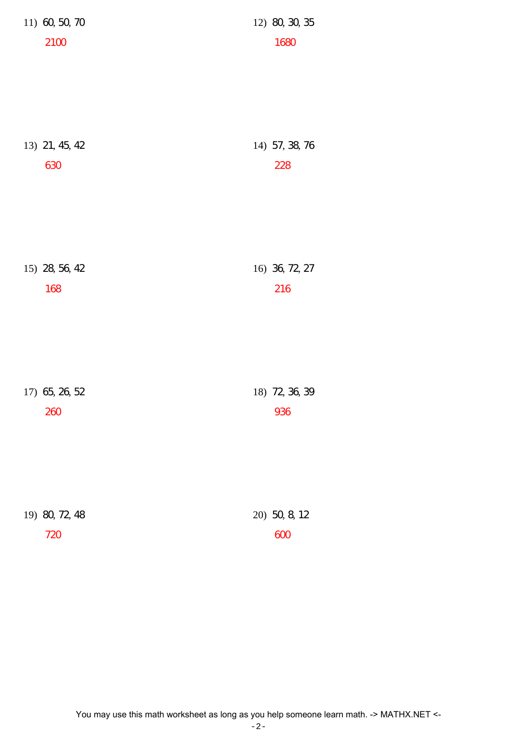11) 60, 50, 70

2100

12) 80, 30, 35

1680

13) 21, 45, 42

630

14) 57, 38, 76

228

15) 28, 56, 42

168

16) 36, 72, 27

216

17) 65, 26, 52

260

18) 72, 36, 39

936

19) 80, 72, 48

720

20) 50, 8, 12

600

You may use this math worksheet as long as you help someone learn math. -> MATHX.NET <-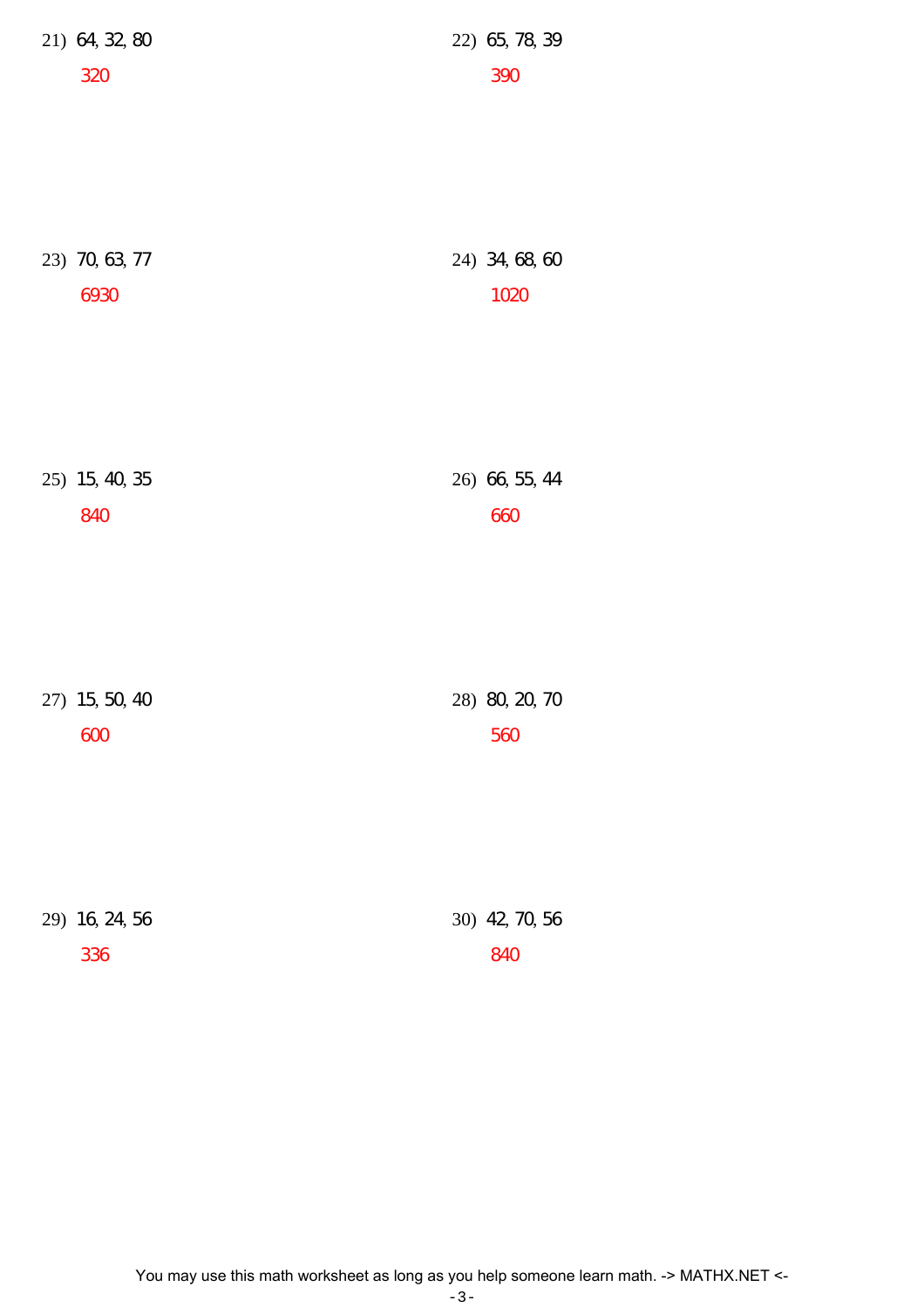21) 64, 32, 80

320

22) 65, 78, 39

390

23) 70, 63, 77

6930

24) 34, 68, 60

1020

25) 15, 40, 35

840

26) 66, 55, 44

660

27) 15, 50, 40

600

28) 80, 20, 70

560

29) 16, 24, 56

336

30) 42, 70, 56

840

You may use this math worksheet as long as you help someone learn math. -> MATHX.NET <-